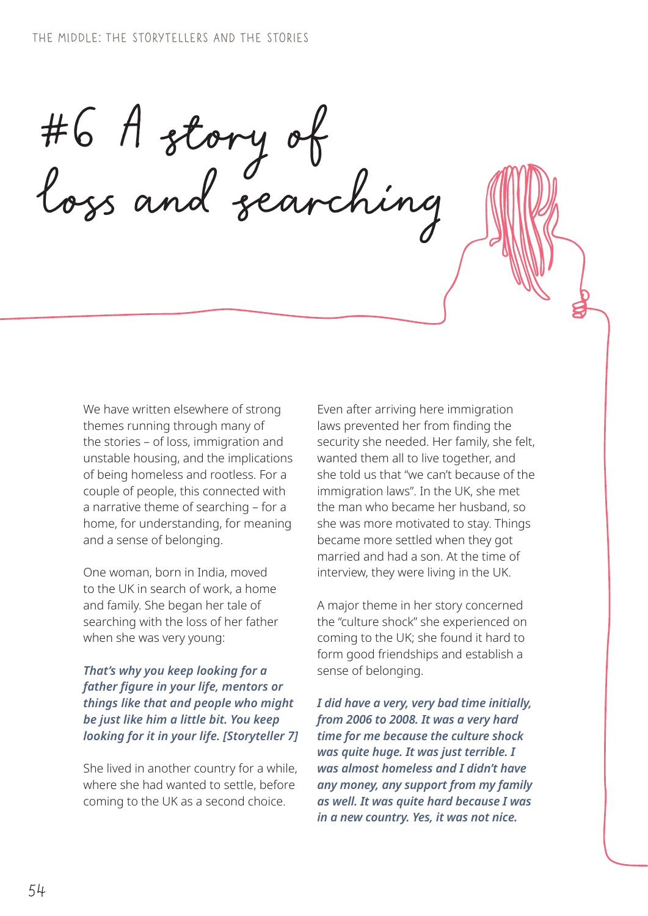# #6 A story of loss and searching

We have written elsewhere of strong themes running through many of the stories – of loss, immigration and unstable housing, and the implications of being homeless and rootless. For a couple of people, this connected with a narrative theme of searching – for a home, for understanding, for meaning and a sense of belonging.

One woman, born in India, moved to the UK in search of work, a home and family. She began her tale of searching with the loss of her father when she was very young:

***That's why you keep looking for a father figure in your life, mentors or things like that and people who might be just like him a little bit. You keep looking for it in your life. [Storyteller 7]***

She lived in another country for a while, where she had wanted to settle, before coming to the UK as a second choice.

Even after arriving here immigration laws prevented her from finding the security she needed. Her family, she felt, wanted them all to live together, and she told us that "we can't because of the immigration laws". In the UK, she met the man who became her husband, so she was more motivated to stay. Things became more settled when they got married and had a son. At the time of interview, they were living in the UK.

A major theme in her story concerned the "culture shock" she experienced on coming to the UK; she found it hard to form good friendships and establish a sense of belonging.

***I did have a very, very bad time initially, from 2006 to 2008. It was a very hard time for me because the culture shock was quite huge. It was just terrible. I was almost homeless and I didn't have any money, any support from my family as well. It was quite hard because I was in a new country. Yes, it was not nice.***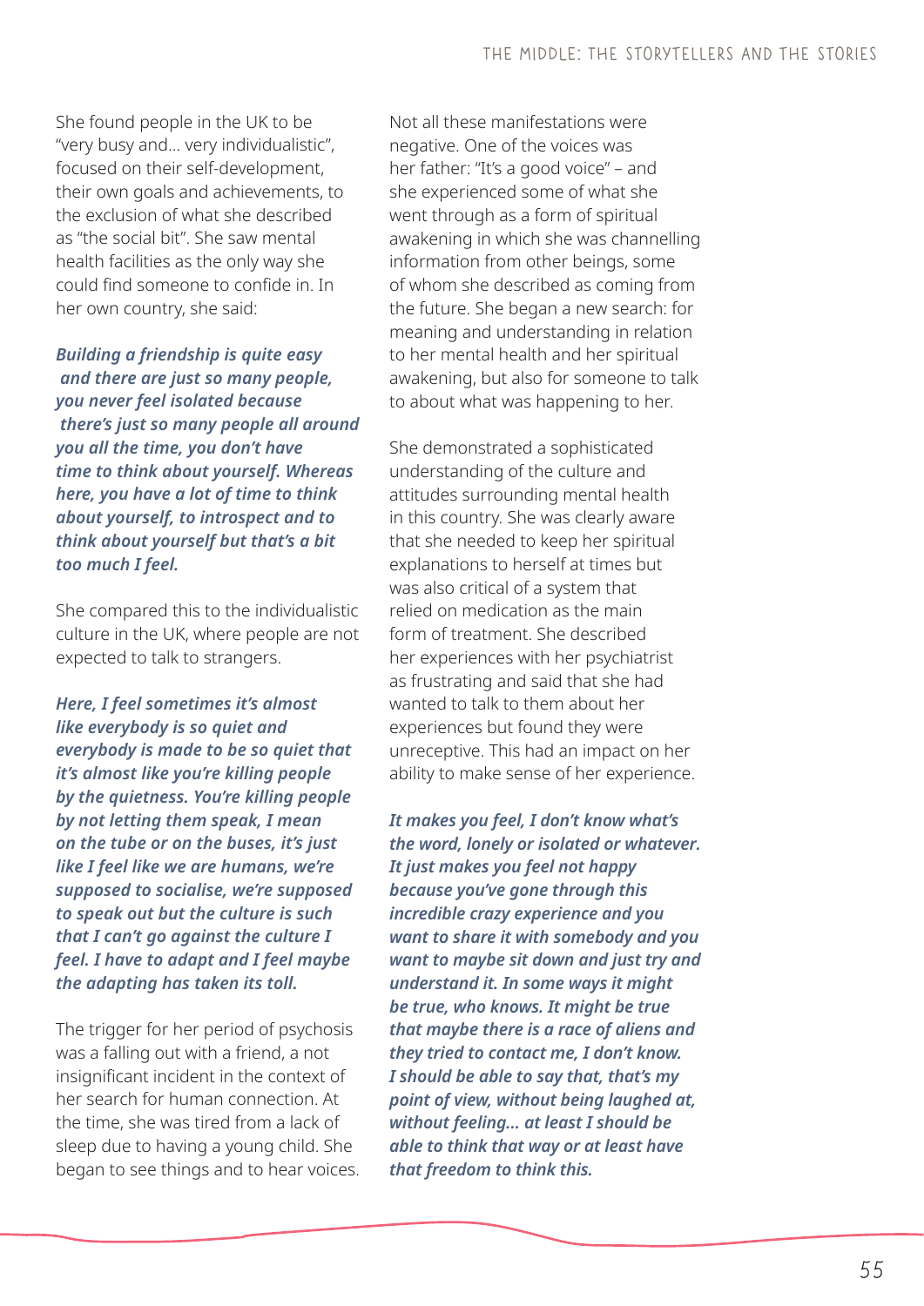She found people in the UK to be "very busy and… very individualistic", focused on their self-development, their own goals and achievements, to the exclusion of what she described as "the social bit". She saw mental health facilities as the only way she could find someone to confide in. In her own country, she said:

***Building a friendship is quite easy and there are just so many people, you never feel isolated because there's just so many people all around you all the time, you don't have time to think about yourself. Whereas here, you have a lot of time to think about yourself, to introspect and to think about yourself but that's a bit too much I feel.***

She compared this to the individualistic culture in the UK, where people are not expected to talk to strangers.

***Here, I feel sometimes it's almost like everybody is so quiet and everybody is made to be so quiet that it's almost like you're killing people by the quietness. You're killing people by not letting them speak, I mean on the tube or on the buses, it's just like I feel like we are humans, we're supposed to socialise, we're supposed to speak out but the culture is such that I can't go against the culture I feel. I have to adapt and I feel maybe the adapting has taken its toll.***

The trigger for her period of psychosis was a falling out with a friend, a not insignificant incident in the context of her search for human connection. At the time, she was tired from a lack of sleep due to having a young child. She began to see things and to hear voices.

Not all these manifestations were negative. One of the voices was her father: "It's a good voice" – and she experienced some of what she went through as a form of spiritual awakening in which she was channelling information from other beings, some of whom she described as coming from the future. She began a new search: for meaning and understanding in relation to her mental health and her spiritual awakening, but also for someone to talk to about what was happening to her.

She demonstrated a sophisticated understanding of the culture and attitudes surrounding mental health in this country. She was clearly aware that she needed to keep her spiritual explanations to herself at times but was also critical of a system that relied on medication as the main form of treatment. She described her experiences with her psychiatrist as frustrating and said that she had wanted to talk to them about her experiences but found they were unreceptive. This had an impact on her ability to make sense of her experience.

***It makes you feel, I don't know what's the word, lonely or isolated or whatever. It just makes you feel not happy because you've gone through this incredible crazy experience and you want to share it with somebody and you want to maybe sit down and just try and understand it. In some ways it might be true, who knows. It might be true that maybe there is a race of aliens and they tried to contact me, I don't know. I should be able to say that, that's my point of view, without being laughed at, without feeling… at least I should be able to think that way or at least have that freedom to think this.***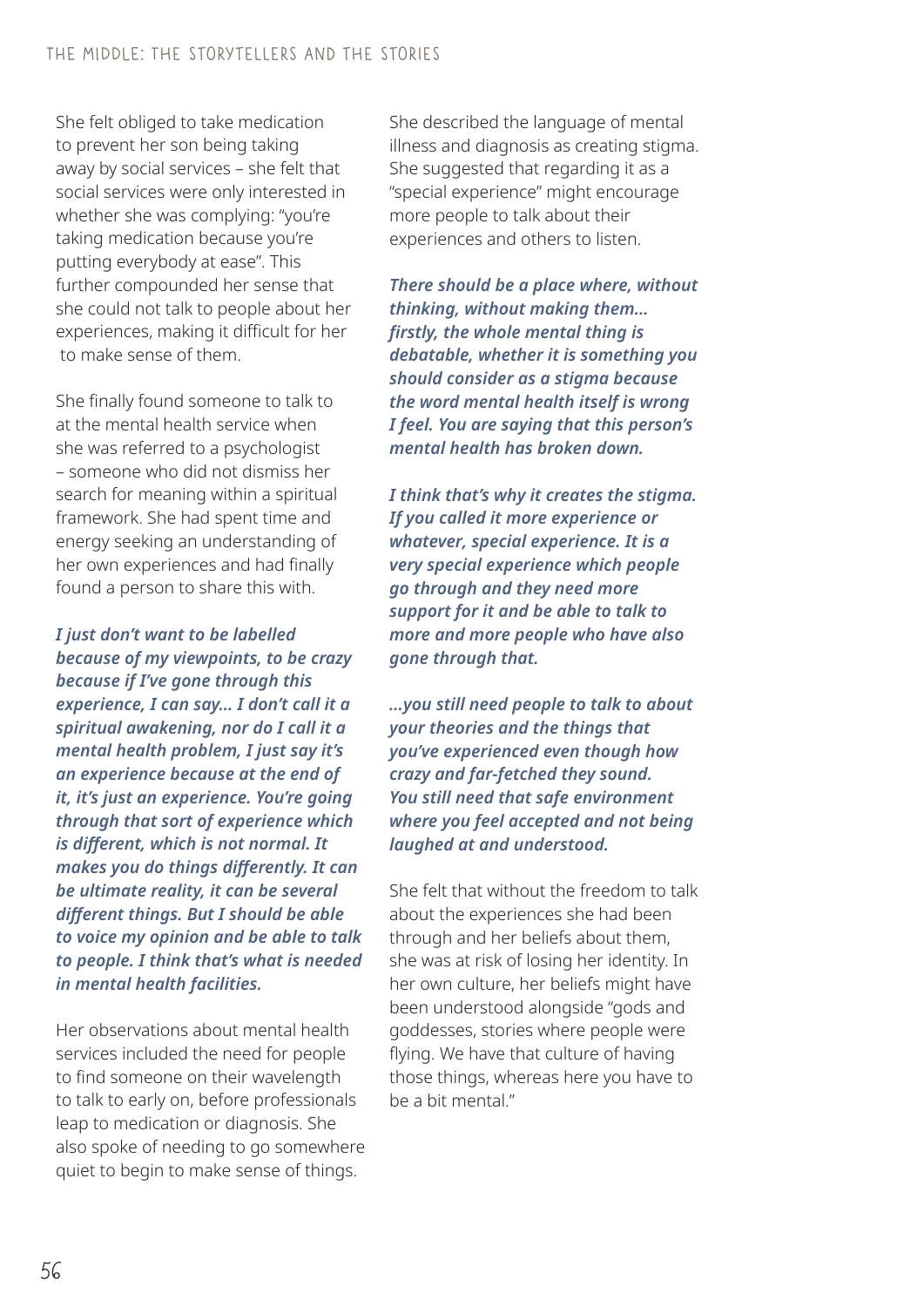She felt obliged to take medication to prevent her son being taking away by social services – she felt that social services were only interested in whether she was complying: "you're taking medication because you're putting everybody at ease". This further compounded her sense that she could not talk to people about her experiences, making it difficult for her to make sense of them.

She finally found someone to talk to at the mental health service when she was referred to a psychologist – someone who did not dismiss her search for meaning within a spiritual framework. She had spent time and energy seeking an understanding of her own experiences and had finally found a person to share this with.

***I just don't want to be labelled because of my viewpoints, to be crazy because if I've gone through this experience, I can say... I don't call it a spiritual awakening, nor do I call it a mental health problem, I just say it's an experience because at the end of it, it's just an experience. You're going through that sort of experience which is different, which is not normal. It makes you do things differently. It can be ultimate reality, it can be several different things. But I should be able to voice my opinion and be able to talk to people. I think that's what is needed in mental health facilities.***

Her observations about mental health services included the need for people to find someone on their wavelength to talk to early on, before professionals leap to medication or diagnosis. She also spoke of needing to go somewhere quiet to begin to make sense of things.

She described the language of mental illness and diagnosis as creating stigma. She suggested that regarding it as a "special experience" might encourage more people to talk about their experiences and others to listen.

***There should be a place where, without thinking, without making them... firstly, the whole mental thing is debatable, whether it is something you should consider as a stigma because the word mental health itself is wrong I feel. You are saying that this person's mental health has broken down.***

***I think that's why it creates the stigma. If you called it more experience or whatever, special experience. It is a very special experience which people go through and they need more support for it and be able to talk to more and more people who have also gone through that.***

***...you still need people to talk to about your theories and the things that you've experienced even though how crazy and far-fetched they sound. You still need that safe environment where you feel accepted and not being laughed at and understood.***

She felt that without the freedom to talk about the experiences she had been through and her beliefs about them, she was at risk of losing her identity. In her own culture, her beliefs might have been understood alongside "gods and goddesses, stories where people were flying. We have that culture of having those things, whereas here you have to be a bit mental."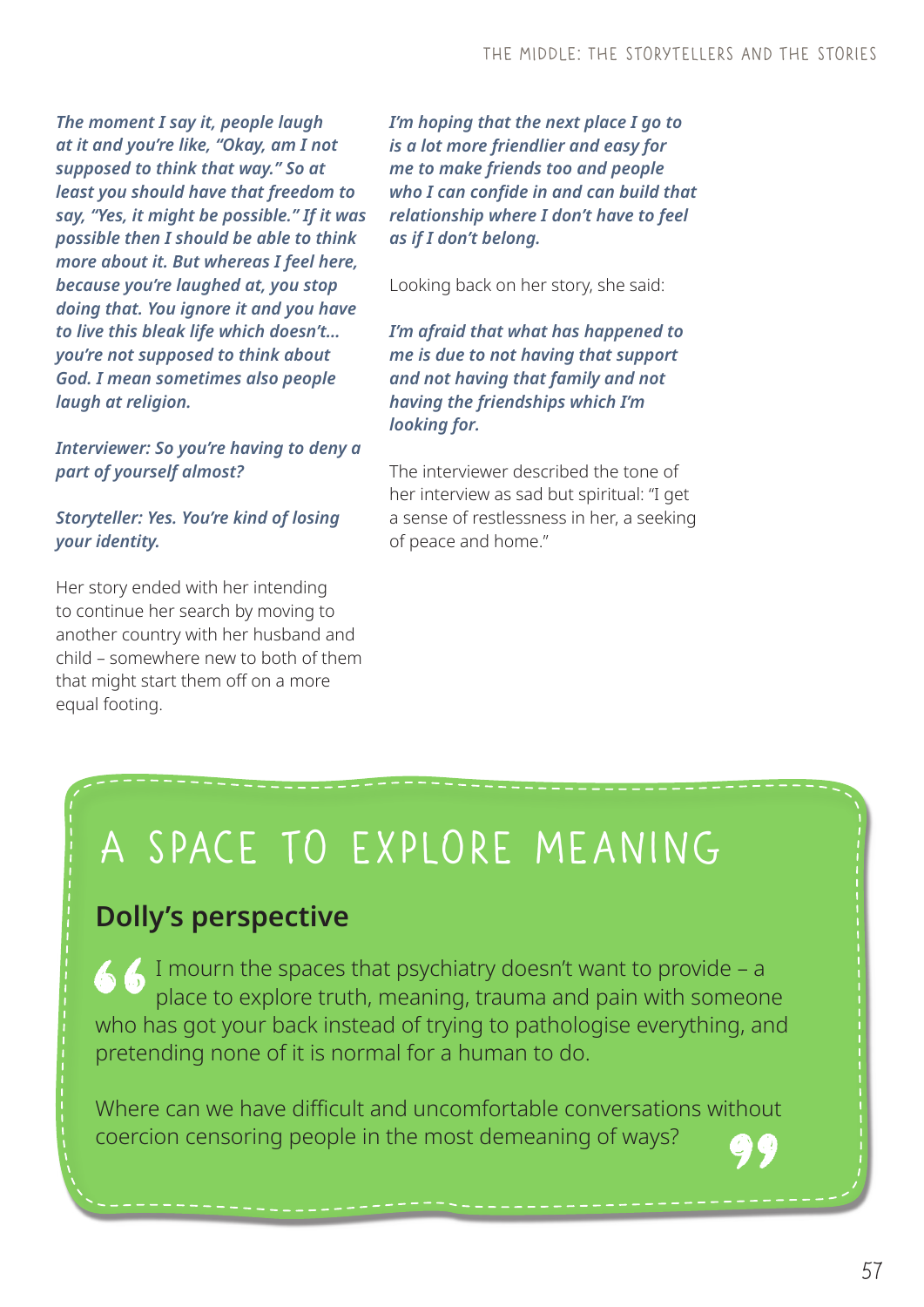*The moment I say it, people laugh at it and you're like, "Okay, am I not supposed to think that way." So at least you should have that freedom to say, "Yes, it might be possible." If it was possible then I should be able to think more about it. But whereas I feel here, because you're laughed at, you stop doing that. You ignore it and you have to live this bleak life which doesn't... you're not supposed to think about God. I mean sometimes also people laugh at religion.*

*Interviewer: So you're having to deny a part of yourself almost?*

*Storyteller: Yes. You're kind of losing your identity.*

Her story ended with her intending to continue her search by moving to another country with her husband and child – somewhere new to both of them that might start them off on a more equal footing.

*I'm hoping that the next place I go to is a lot more friendlier and easy for me to make friends too and people who I can confide in and can build that relationship where I don't have to feel as if I don't belong.*

Looking back on her story, she said:

*I'm afraid that what has happened to me is due to not having that support and not having that family and not having the friendships which I'm looking for.*

The interviewer described the tone of her interview as sad but spiritual: "I get a sense of restlessness in her, a seeking of peace and home."

## A SPACE TO EXPLORE MEANING

### Dolly's perspective

"I mourn the spaces that psychiatry doesn't want to provide – a place to explore truth, meaning, trauma and pain with someone who has got your back instead of trying to pathologise everything, and pretending none of it is normal for a human to do.

Where can we have difficult and uncomfortable conversations without coercion censoring people in the most demeaning of ways?"